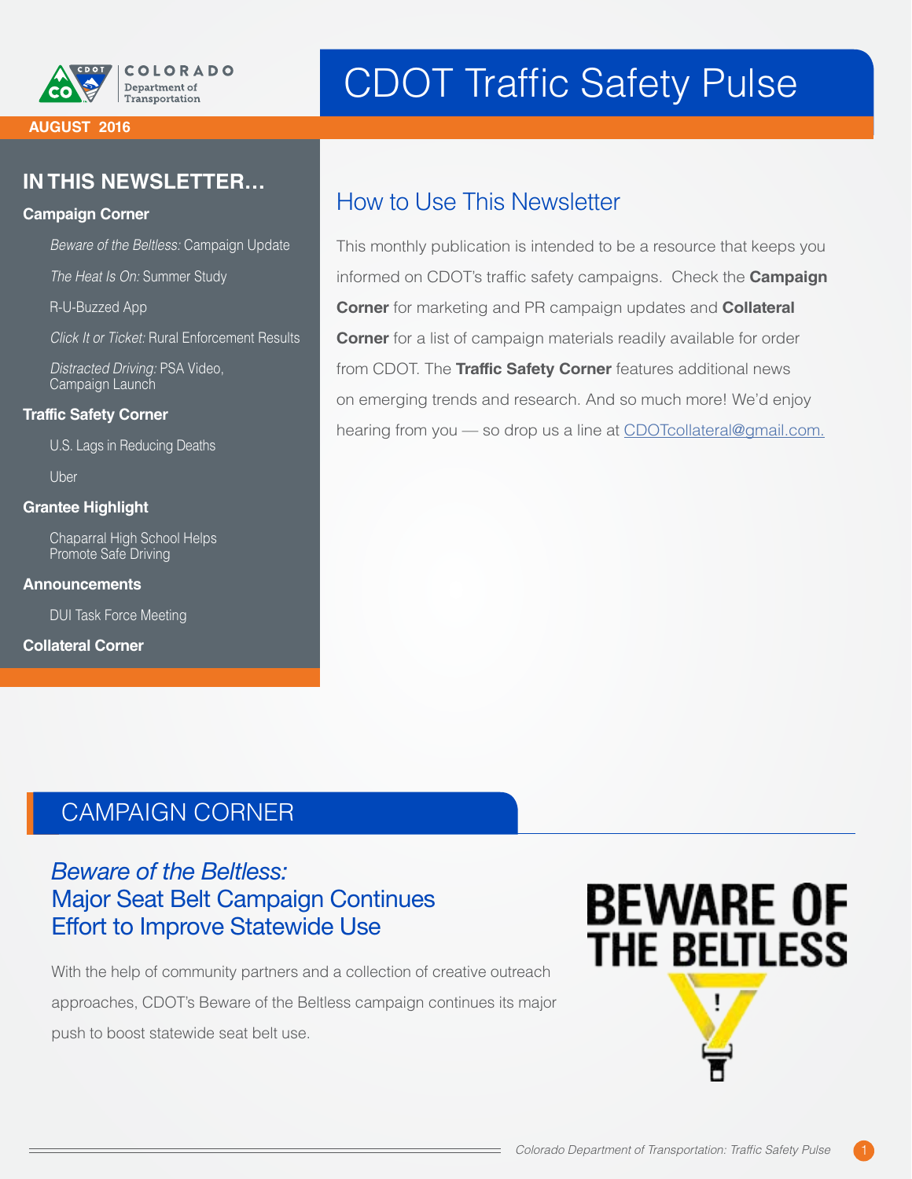# CDOT Traffic Safety Pulse

COLORADO Department of Transportation

**AUGUST 2016**

## IN THIS NEWSLETTER…

**Campaign Corner**

- *Beware of the Beltless:* Campaign Update
- *The Heat Is On:* Summer Study
- R-U-Buzzed App
- *Click It or Ticket:* Rural Enforcement Results
- *Distracted Driving:* PSA Video, Campaign Launch

**Traffic Safety Corner**

- U.S. Lags in Reducing Deaths
- Uber

**Grantee Highlight**

- Chaparral High School Helps Promote Safe Driving

**Announcements**

- DUI Task Force Meeting

**Collateral Corner**

## How to Use This Newsletter

This monthly publication is intended to be a resource that keeps you informed on CDOT's traffic safety campaigns. Check the **Campaign Corner** for marketing and PR campaign updates and **Collateral Corner** for a list of campaign materials readily available for order from CDOT. The **Traffic Safety Corner** features additional news on emerging trends and research. And so much more! We'd enjoy hearing from you — so drop us a line at CDOTcollateral@gmail.com.

## CAMPAIGN CORNER

### *Beware of the Beltless:* Major Seat Belt Campaign Continues Effort to Improve Statewide Use

With the help of community partners and a collection of creative outreach approaches, CDOT's Beware of the Beltless campaign continues its major push to boost statewide seat belt use.

BEWARE OF THE BELTLESS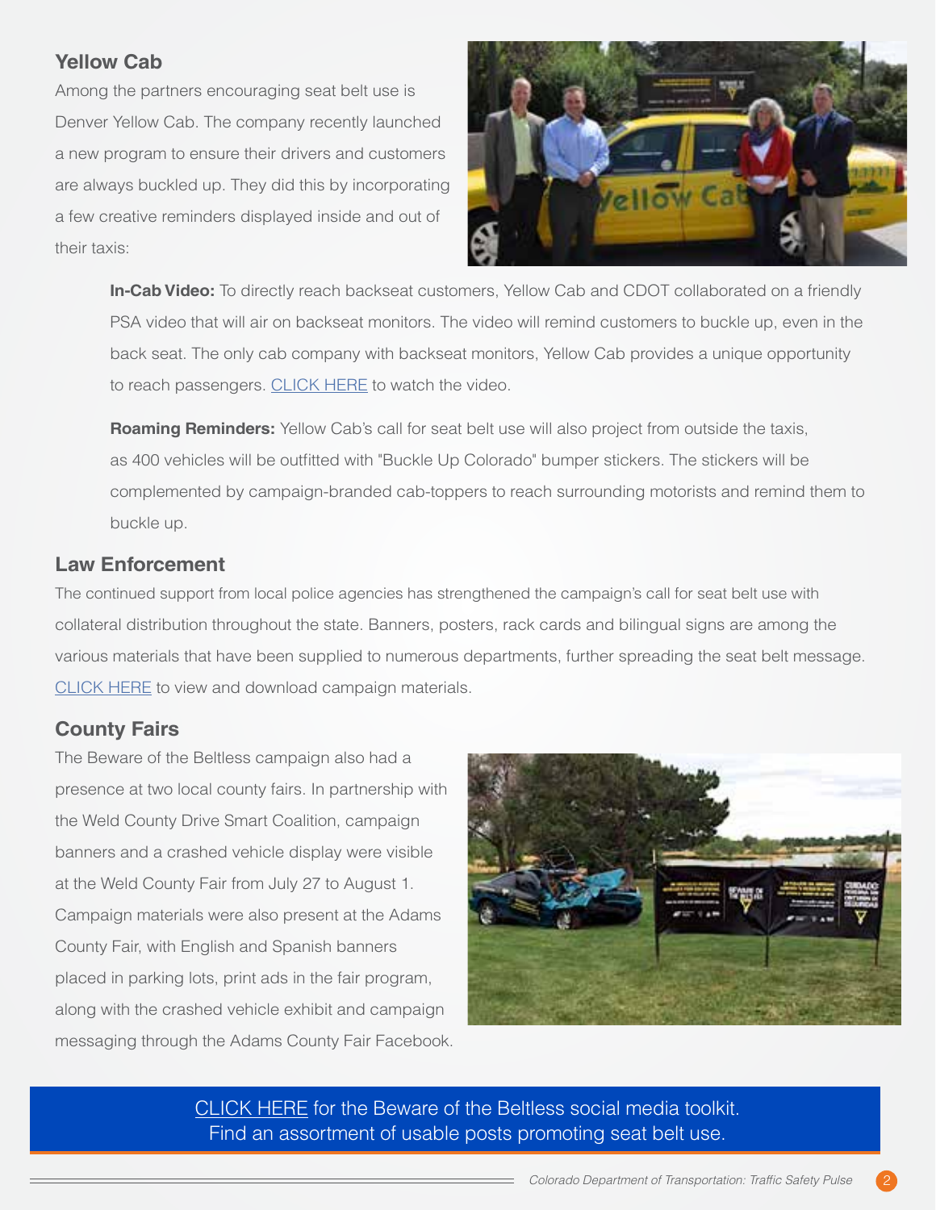## Yellow Cab

Among the partners encouraging seat belt use is Denver Yellow Cab. The company recently launched a new program to ensure their drivers and customers are always buckled up. They did this by incorporating a few creative reminders displayed inside and out of their taxis:

**In-Cab Video:** To directly reach backseat customers, Yellow Cab and CDOT collaborated on a friendly PSA video that will air on backseat monitors. The video will remind customers to buckle up, even in the back seat. The only cab company with backseat monitors, Yellow Cab provides a unique opportunity to reach passengers. CLICK HERE to watch the video.

**Roaming Reminders:** Yellow Cab's call for seat belt use will also project from outside the taxis, as 400 vehicles will be outfitted with "Buckle Up Colorado" bumper stickers. The stickers will be complemented by campaign-branded cab-toppers to reach surrounding motorists and remind them to buckle up.

## Law Enforcement

The continued support from local police agencies has strengthened the campaign's call for seat belt use with collateral distribution throughout the state. Banners, posters, rack cards and bilingual signs are among the various materials that have been supplied to numerous departments, further spreading the seat belt message. CLICK HERE to view and download campaign materials.

## County Fairs

The Beware of the Beltless campaign also had a presence at two local county fairs. In partnership with the Weld County Drive Smart Coalition, campaign banners and a crashed vehicle display were visible at the Weld County Fair from July 27 to August 1. Campaign materials were also present at the Adams County Fair, with English and Spanish banners placed in parking lots, print ads in the fair program, along with the crashed vehicle exhibit and campaign messaging through the Adams County Fair Facebook.

CLICK HERE for the Beware of the Beltless social media toolkit.
Find an assortment of usable posts promoting seat belt use.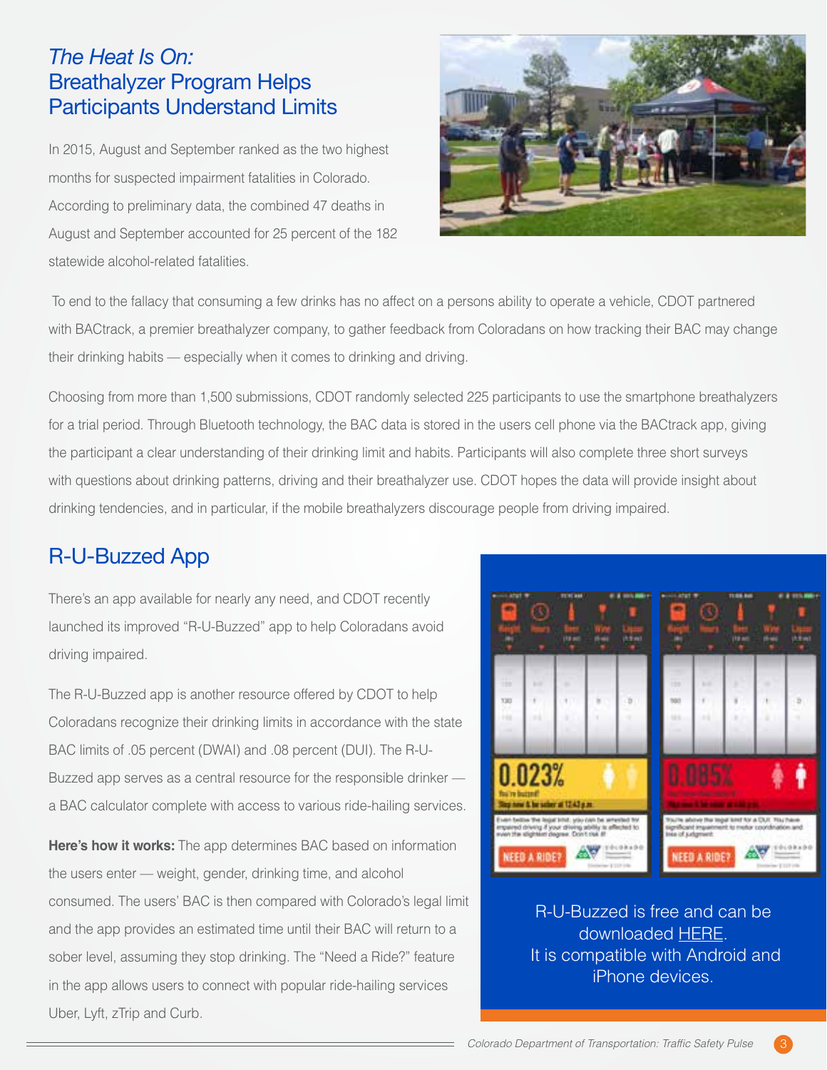## *The Heat Is On:* Breathalyzer Program Helps Participants Understand Limits

In 2015, August and September ranked as the two highest months for suspected impairment fatalities in Colorado. According to preliminary data, the combined 47 deaths in August and September accounted for 25 percent of the 182 statewide alcohol-related fatalities.

To end to the fallacy that consuming a few drinks has no affect on a persons ability to operate a vehicle, CDOT partnered with BACtrack, a premier breathalyzer company, to gather feedback from Coloradans on how tracking their BAC may change their drinking habits — especially when it comes to drinking and driving.

Choosing from more than 1,500 submissions, CDOT randomly selected 225 participants to use the smartphone breathalyzers for a trial period. Through Bluetooth technology, the BAC data is stored in the users cell phone via the BACtrack app, giving the participant a clear understanding of their drinking limit and habits. Participants will also complete three short surveys with questions about drinking patterns, driving and their breathalyzer use. CDOT hopes the data will provide insight about drinking tendencies, and in particular, if the mobile breathalyzers discourage people from driving impaired.

## R-U-Buzzed App

There's an app available for nearly any need, and CDOT recently launched its improved "R-U-Buzzed" app to help Coloradans avoid driving impaired.

The R-U-Buzzed app is another resource offered by CDOT to help Coloradans recognize their drinking limits in accordance with the state BAC limits of .05 percent (DWAI) and .08 percent (DUI). The R-U-Buzzed app serves as a central resource for the responsible drinker — a BAC calculator complete with access to various ride-hailing services.

**Here's how it works:** The app determines BAC based on information the users enter — weight, gender, drinking time, and alcohol consumed. The users' BAC is then compared with Colorado's legal limit and the app provides an estimated time until their BAC will return to a sober level, assuming they stop drinking. The "Need a Ride?" feature in the app allows users to connect with popular ride-hailing services Uber, Lyft, zTrip and Curb.

R-U-Buzzed is free and can be downloaded HERE. It is compatible with Android and iPhone devices.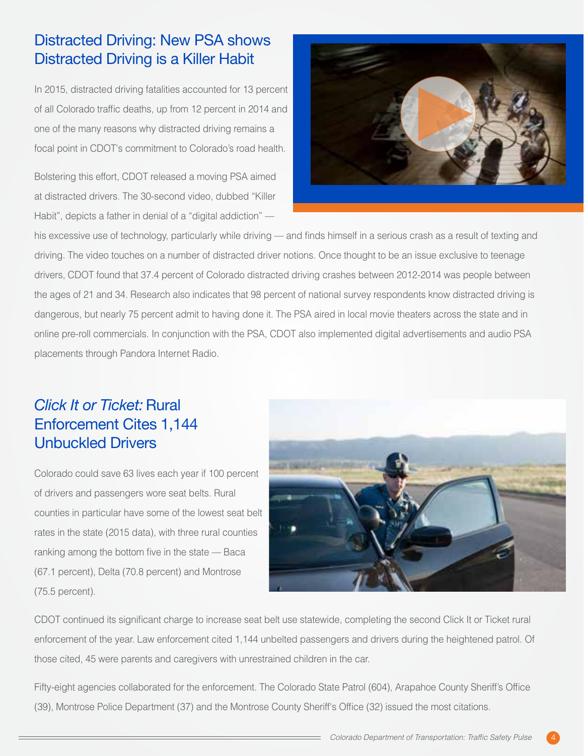## Distracted Driving: New PSA shows Distracted Driving is a Killer Habit

In 2015, distracted driving fatalities accounted for 13 percent of all Colorado traffic deaths, up from 12 percent in 2014 and one of the many reasons why distracted driving remains a focal point in CDOT's commitment to Colorado's road health.

Bolstering this effort, CDOT released a moving PSA aimed at distracted drivers. The 30-second video, dubbed "Killer Habit", depicts a father in denial of a "digital addiction" — his excessive use of technology, particularly while driving — and finds himself in a serious crash as a result of texting and driving. The video touches on a number of distracted driver notions. Once thought to be an issue exclusive to teenage drivers, CDOT found that 37.4 percent of Colorado distracted driving crashes between 2012-2014 was people between the ages of 21 and 34. Research also indicates that 98 percent of national survey respondents know distracted driving is dangerous, but nearly 75 percent admit to having done it. The PSA aired in local movie theaters across the state and in online pre-roll commercials. In conjunction with the PSA, CDOT also implemented digital advertisements and audio PSA placements through Pandora Internet Radio.

## *Click It or Ticket:* Rural Enforcement Cites 1,144 Unbuckled Drivers

Colorado could save 63 lives each year if 100 percent of drivers and passengers wore seat belts. Rural counties in particular have some of the lowest seat belt rates in the state (2015 data), with three rural counties ranking among the bottom five in the state — Baca (67.1 percent), Delta (70.8 percent) and Montrose (75.5 percent).

CDOT continued its significant charge to increase seat belt use statewide, completing the second Click It or Ticket rural enforcement of the year. Law enforcement cited 1,144 unbelted passengers and drivers during the heightened patrol. Of those cited, 45 were parents and caregivers with unrestrained children in the car.

Fifty-eight agencies collaborated for the enforcement. The Colorado State Patrol (604), Arapahoe County Sheriff's Office (39), Montrose Police Department (37) and the Montrose County Sheriff's Office (32) issued the most citations.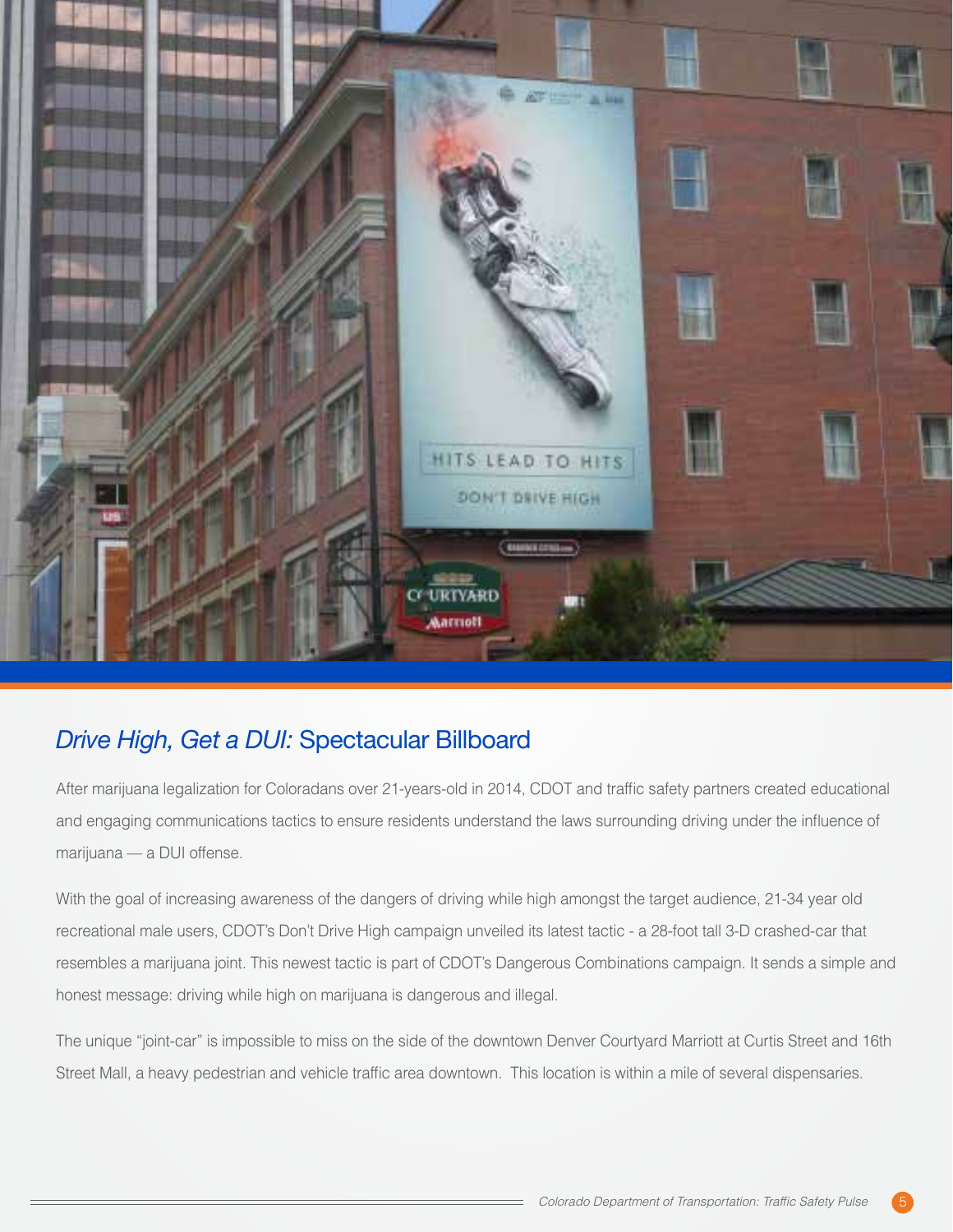## *Drive High, Get a DUI:* Spectacular Billboard

After marijuana legalization for Coloradans over 21-years-old in 2014, CDOT and traffic safety partners created educational and engaging communications tactics to ensure residents understand the laws surrounding driving under the influence of marijuana — a DUI offense.

With the goal of increasing awareness of the dangers of driving while high amongst the target audience, 21-34 year old recreational male users, CDOT's Don't Drive High campaign unveiled its latest tactic - a 28-foot tall 3-D crashed-car that resembles a marijuana joint. This newest tactic is part of CDOT's Dangerous Combinations campaign. It sends a simple and honest message: driving while high on marijuana is dangerous and illegal.

The unique "joint-car" is impossible to miss on the side of the downtown Denver Courtyard Marriott at Curtis Street and 16th Street Mall, a heavy pedestrian and vehicle traffic area downtown. This location is within a mile of several dispensaries.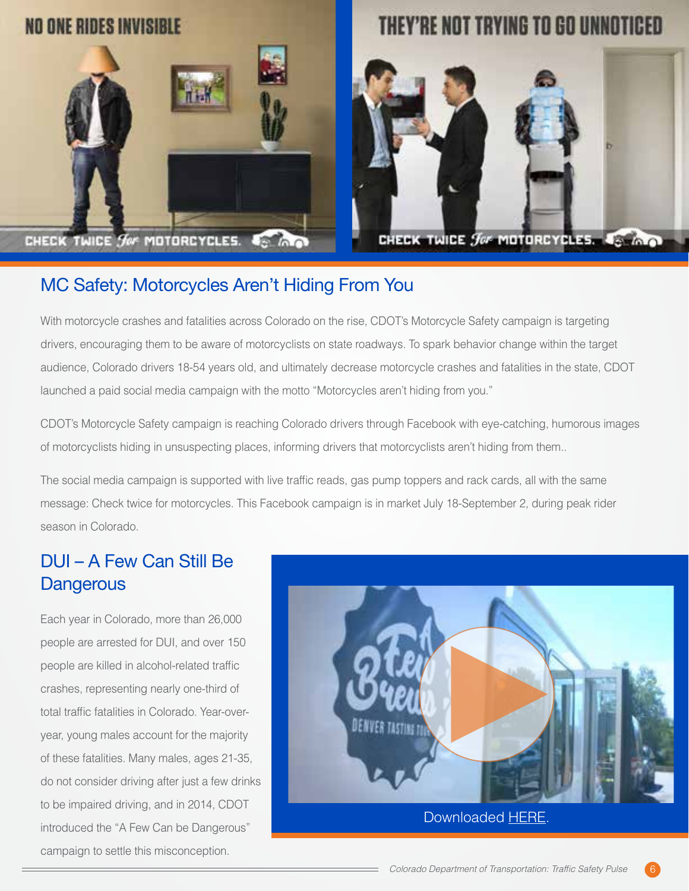NO ONE RIDES INVISIBLE

CHECK TWICE *for* MOTORCYCLES.

THEY'RE NOT TRYING TO GO UNNOTICED

CHECK TWICE *for* MOTORCYCLES.

## MC Safety: Motorcycles Aren't Hiding From You

With motorcycle crashes and fatalities across Colorado on the rise, CDOT's Motorcycle Safety campaign is targeting drivers, encouraging them to be aware of motorcyclists on state roadways. To spark behavior change within the target audience, Colorado drivers 18-54 years old, and ultimately decrease motorcycle crashes and fatalities in the state, CDOT launched a paid social media campaign with the motto "Motorcycles aren't hiding from you."

CDOT's Motorcycle Safety campaign is reaching Colorado drivers through Facebook with eye-catching, humorous images of motorcyclists hiding in unsuspecting places, informing drivers that motorcyclists aren't hiding from them..

The social media campaign is supported with live traffic reads, gas pump toppers and rack cards, all with the same message: Check twice for motorcycles. This Facebook campaign is in market July 18-September 2, during peak rider season in Colorado.

## DUI – A Few Can Still Be Dangerous

Each year in Colorado, more than 26,000 people are arrested for DUI, and over 150 people are killed in alcohol-related traffic crashes, representing nearly one-third of total traffic fatalities in Colorado. Year-over-year, young males account for the majority of these fatalities. Many males, ages 21-35, do not consider driving after just a few drinks to be impaired driving, and in 2014, CDOT introduced the "A Few Can be Dangerous" campaign to settle this misconception.

Downloaded HERE.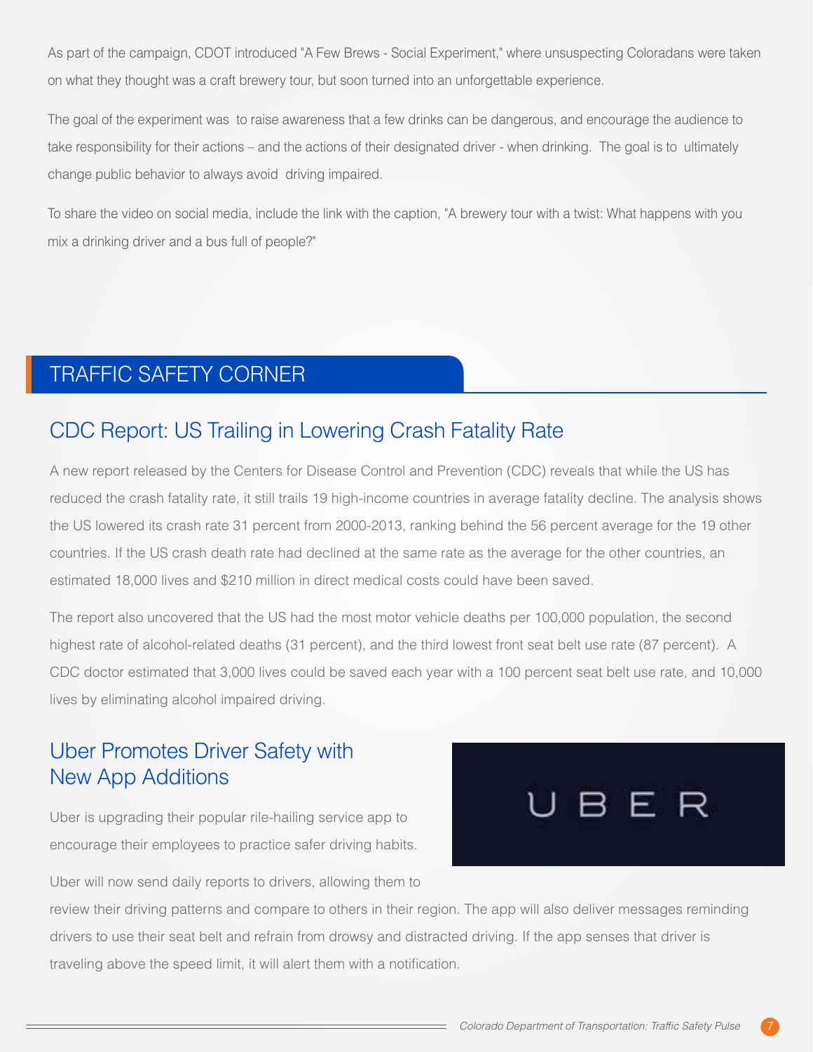As part of the campaign, CDOT introduced "A Few Brews - Social Experiment," where unsuspecting Coloradans were taken on what they thought was a craft brewery tour, but soon turned into an unforgettable experience.

The goal of the experiment was to raise awareness that a few drinks can be dangerous, and encourage the audience to take responsibility for their actions – and the actions of their designated driver - when drinking. The goal is to ultimately change public behavior to always avoid driving impaired.

To share the video on social media, include the link with the caption, "A brewery tour with a twist: What happens with you mix a drinking driver and a bus full of people?"

## TRAFFIC SAFETY CORNER

### CDC Report: US Trailing in Lowering Crash Fatality Rate

A new report released by the Centers for Disease Control and Prevention (CDC) reveals that while the US has reduced the crash fatality rate, it still trails 19 high-income countries in average fatality decline. The analysis shows the US lowered its crash rate 31 percent from 2000-2013, ranking behind the 56 percent average for the 19 other countries. If the US crash death rate had declined at the same rate as the average for the other countries, an estimated 18,000 lives and $210 million in direct medical costs could have been saved.

The report also uncovered that the US had the most motor vehicle deaths per 100,000 population, the second highest rate of alcohol-related deaths (31 percent), and the third lowest front seat belt use rate (87 percent). A CDC doctor estimated that 3,000 lives could be saved each year with a 100 percent seat belt use rate, and 10,000 lives by eliminating alcohol impaired driving.

### Uber Promotes Driver Safety with New App Additions

Uber is upgrading their popular rile-hailing service app to encourage their employees to practice safer driving habits.

Uber will now send daily reports to drivers, allowing them to review their driving patterns and compare to others in their region. The app will also deliver messages reminding drivers to use their seat belt and refrain from drowsy and distracted driving. If the app senses that driver is traveling above the speed limit, it will alert them with a notification.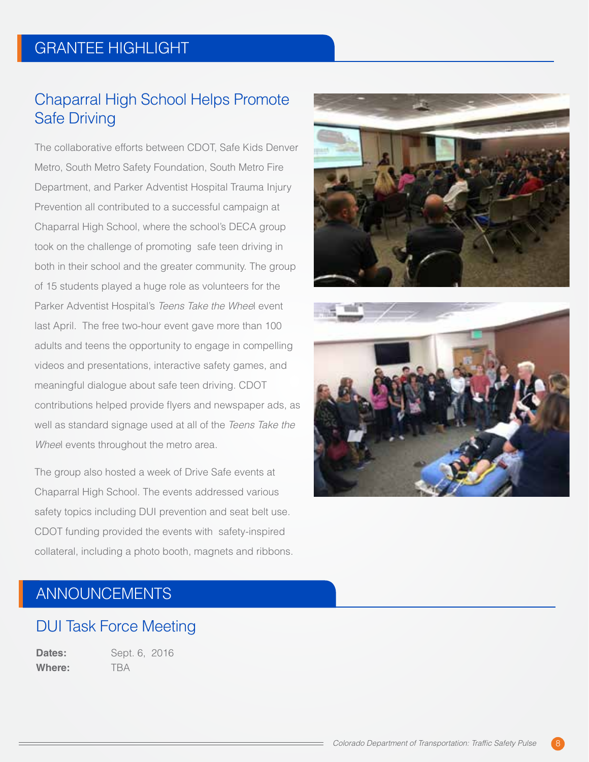# GRANTEE HIGHLIGHT

## Chaparral High School Helps Promote Safe Driving

The collaborative efforts between CDOT, Safe Kids Denver Metro, South Metro Safety Foundation, South Metro Fire Department, and Parker Adventist Hospital Trauma Injury Prevention all contributed to a successful campaign at Chaparral High School, where the school's DECA group took on the challenge of promoting safe teen driving in both in their school and the greater community. The group of 15 students played a huge role as volunteers for the Parker Adventist Hospital's *Teens Take the Wheel* event last April. The free two-hour event gave more than 100 adults and teens the opportunity to engage in compelling videos and presentations, interactive safety games, and meaningful dialogue about safe teen driving. CDOT contributions helped provide flyers and newspaper ads, as well as standard signage used at all of the *Teens Take the Wheel* events throughout the metro area.

The group also hosted a week of Drive Safe events at Chaparral High School. The events addressed various safety topics including DUI prevention and seat belt use. CDOT funding provided the events with safety-inspired collateral, including a photo booth, magnets and ribbons.

# ANNOUNCEMENTS

## DUI Task Force Meeting

**Dates:** Sept. 6, 2016
**Where:** TBA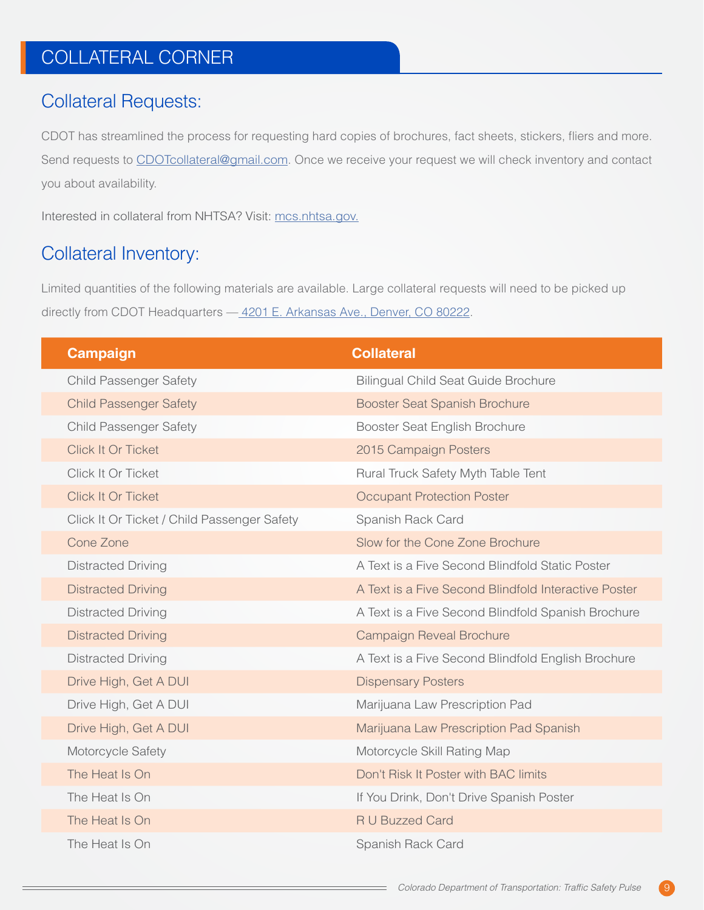# COLLATERAL CORNER

## Collateral Requests:

CDOT has streamlined the process for requesting hard copies of brochures, fact sheets, stickers, fliers and more. Send requests to CDOTcollateral@gmail.com. Once we receive your request we will check inventory and contact you about availability.

Interested in collateral from NHTSA? Visit: mcs.nhtsa.gov.

## Collateral Inventory:

Limited quantities of the following materials are available. Large collateral requests will need to be picked up directly from CDOT Headquarters — 4201 E. Arkansas Ave., Denver, CO 80222.

| Campaign | Collateral |
|---|---|
| Child Passenger Safety | Bilingual Child Seat Guide Brochure |
| Child Passenger Safety | Booster Seat Spanish Brochure |
| Child Passenger Safety | Booster Seat English Brochure |
| Click It Or Ticket | 2015 Campaign Posters |
| Click It Or Ticket | Rural Truck Safety Myth Table Tent |
| Click It Or Ticket | Occupant Protection Poster |
| Click It Or Ticket / Child Passenger Safety | Spanish Rack Card |
| Cone Zone | Slow for the Cone Zone Brochure |
| Distracted Driving | A Text is a Five Second Blindfold Static Poster |
| Distracted Driving | A Text is a Five Second Blindfold Interactive Poster |
| Distracted Driving | A Text is a Five Second Blindfold Spanish Brochure |
| Distracted Driving | Campaign Reveal Brochure |
| Distracted Driving | A Text is a Five Second Blindfold English Brochure |
| Drive High, Get A DUI | Dispensary Posters |
| Drive High, Get A DUI | Marijuana Law Prescription Pad |
| Drive High, Get A DUI | Marijuana Law Prescription Pad Spanish |
| Motorcycle Safety | Motorcycle Skill Rating Map |
| The Heat Is On | Don't Risk It Poster with BAC limits |
| The Heat Is On | If You Drink, Don't Drive Spanish Poster |
| The Heat Is On | R U Buzzed Card |
| The Heat Is On | Spanish Rack Card |